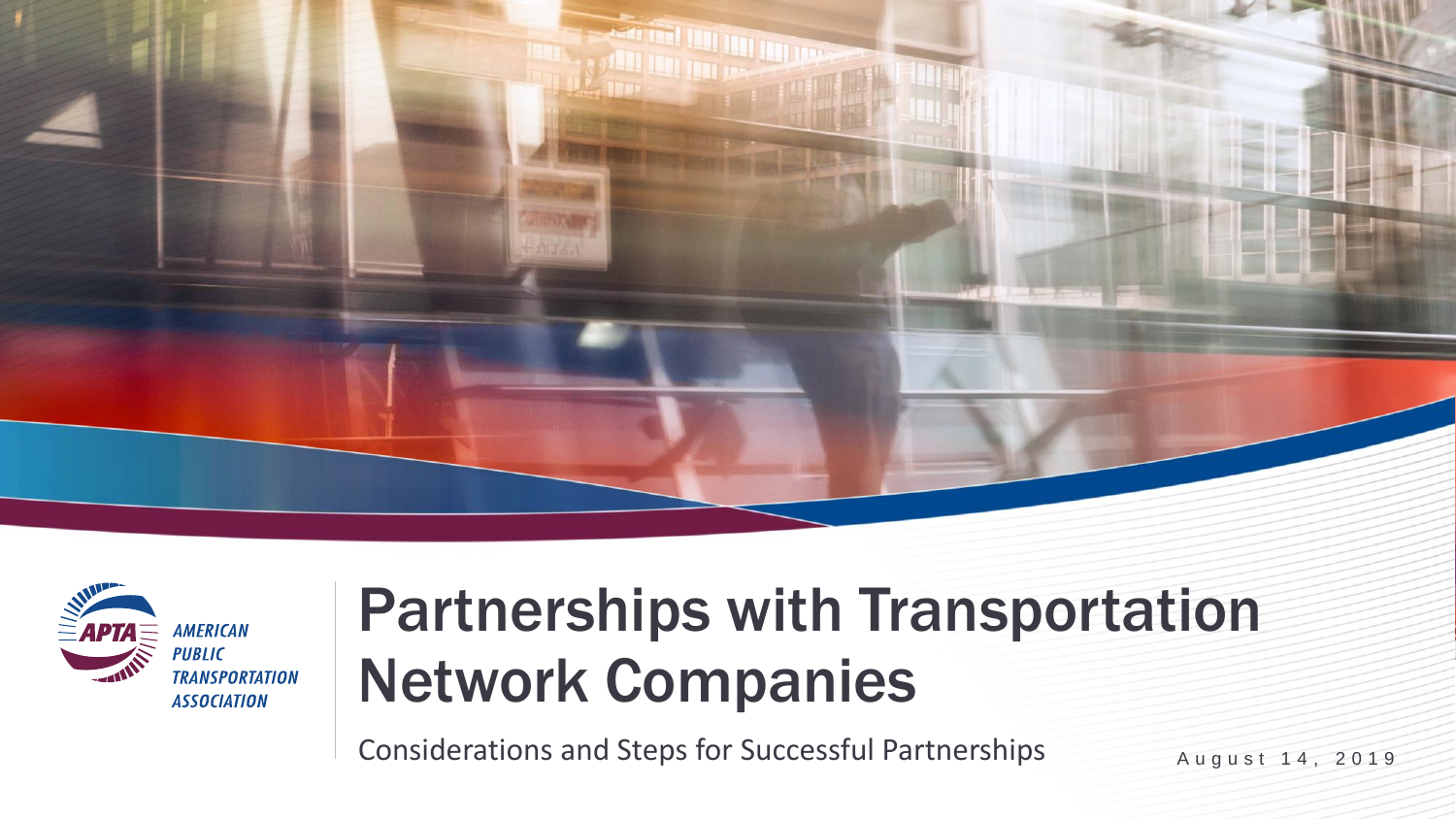AMERICAN PUBLIC TRANSPORTATION ASSOCIATION

# Partnerships with Transportation Network Companies

Considerations and Steps for Successful Partnerships

August 14, 2019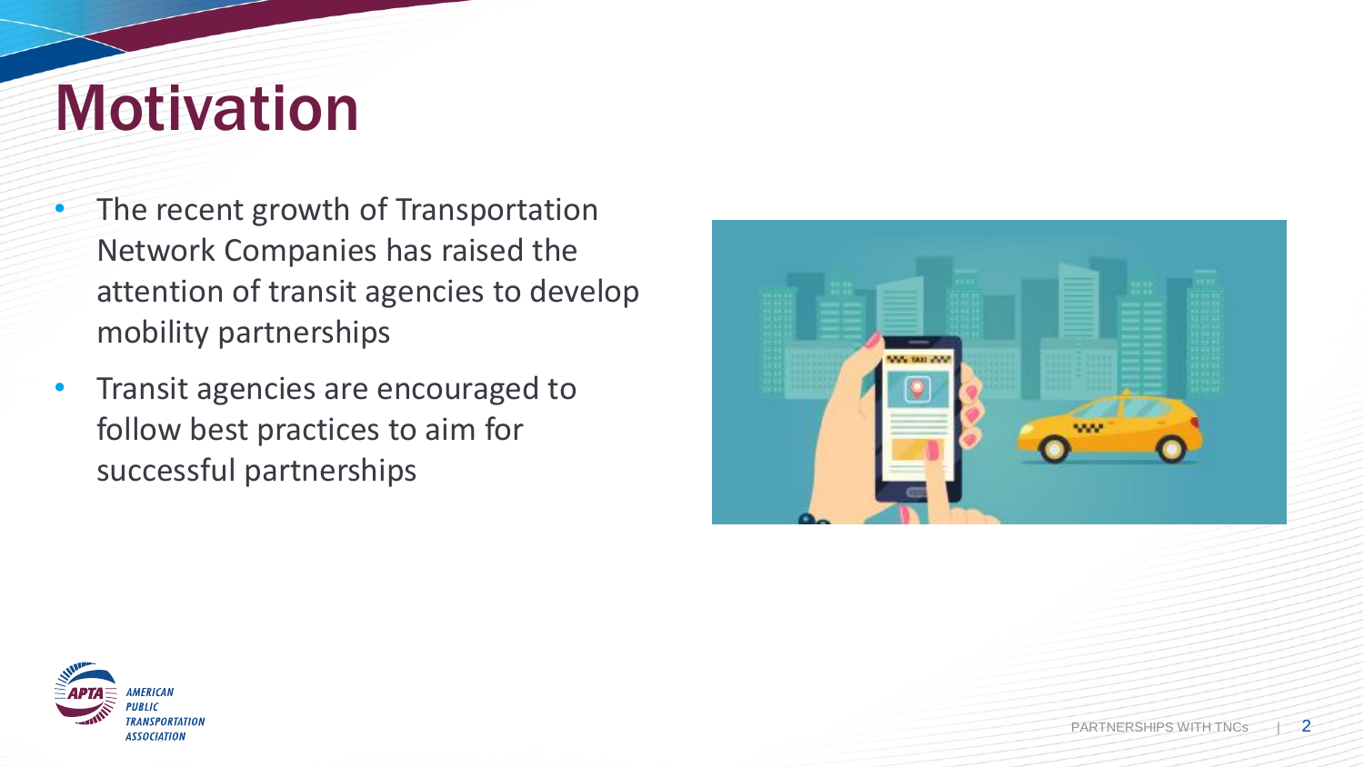# Motivation

- The recent growth of Transportation Network Companies has raised the attention of transit agencies to develop mobility partnerships
- Transit agencies are encouraged to follow best practices to aim for successful partnerships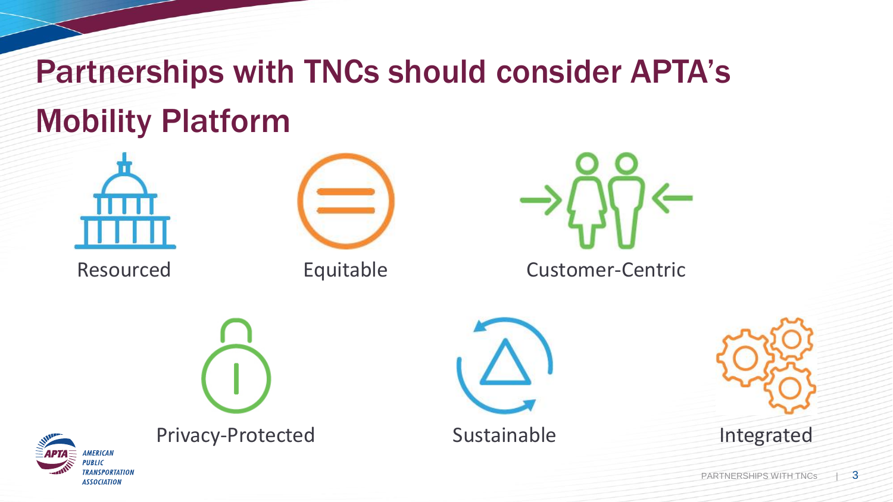# Partnerships with TNCs should consider APTA's Mobility Platform

- Resourced
- Equitable
- Customer-Centric
- Privacy-Protected
- Sustainable
- Integrated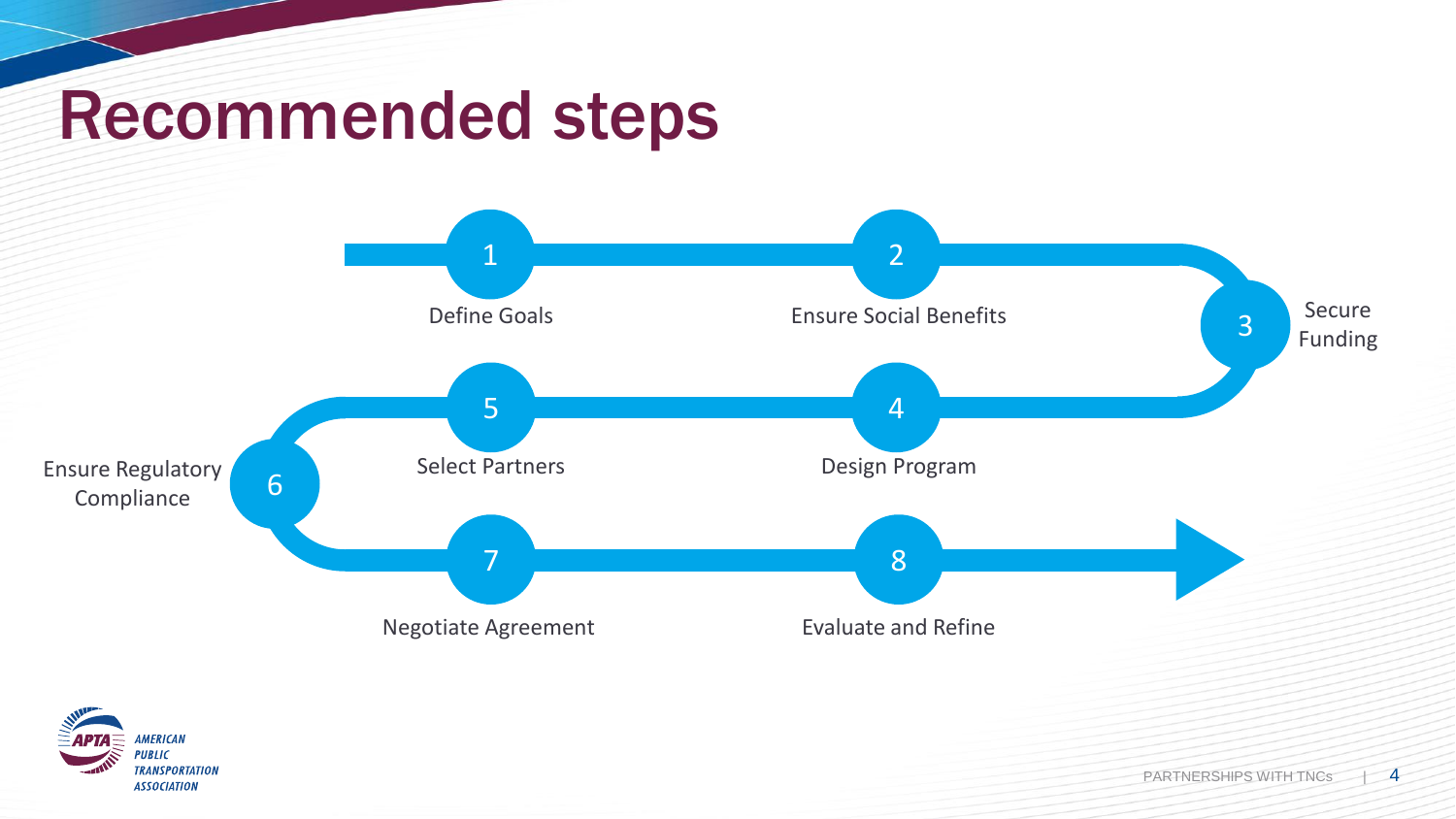# Recommended steps

1. Define Goals
2. Ensure Social Benefits
3. Secure Funding
4. Design Program
5. Select Partners
6. Ensure Regulatory Compliance
7. Negotiate Agreement
8. Evaluate and Refine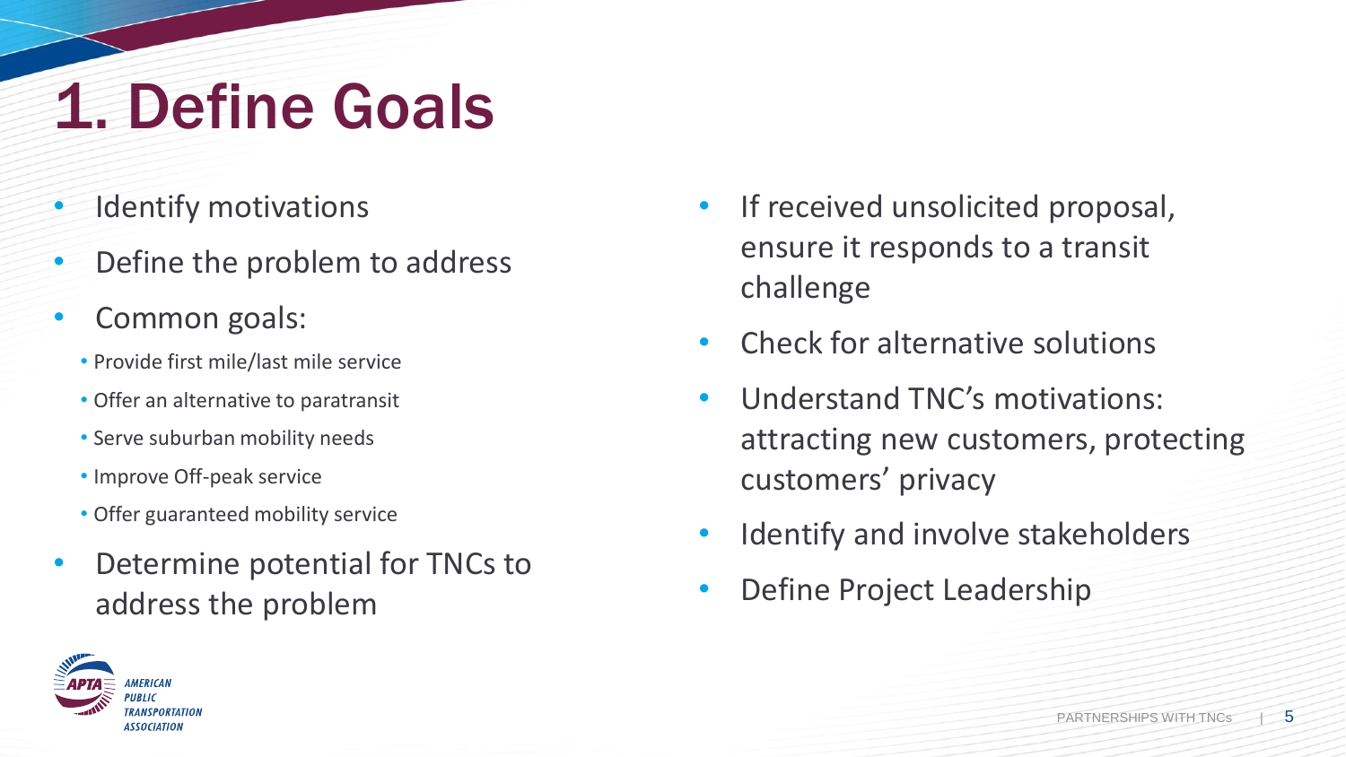# 1. Define Goals

- Identify motivations
- Define the problem to address
- Common goals:
  - Provide first mile/last mile service
  - Offer an alternative to paratransit
  - Serve suburban mobility needs
  - Improve Off-peak service
  - Offer guaranteed mobility service
- Determine potential for TNCs to address the problem
- If received unsolicited proposal, ensure it responds to a transit challenge
- Check for alternative solutions
- Understand TNC's motivations: attracting new customers, protecting customers' privacy
- Identify and involve stakeholders
- Define Project Leadership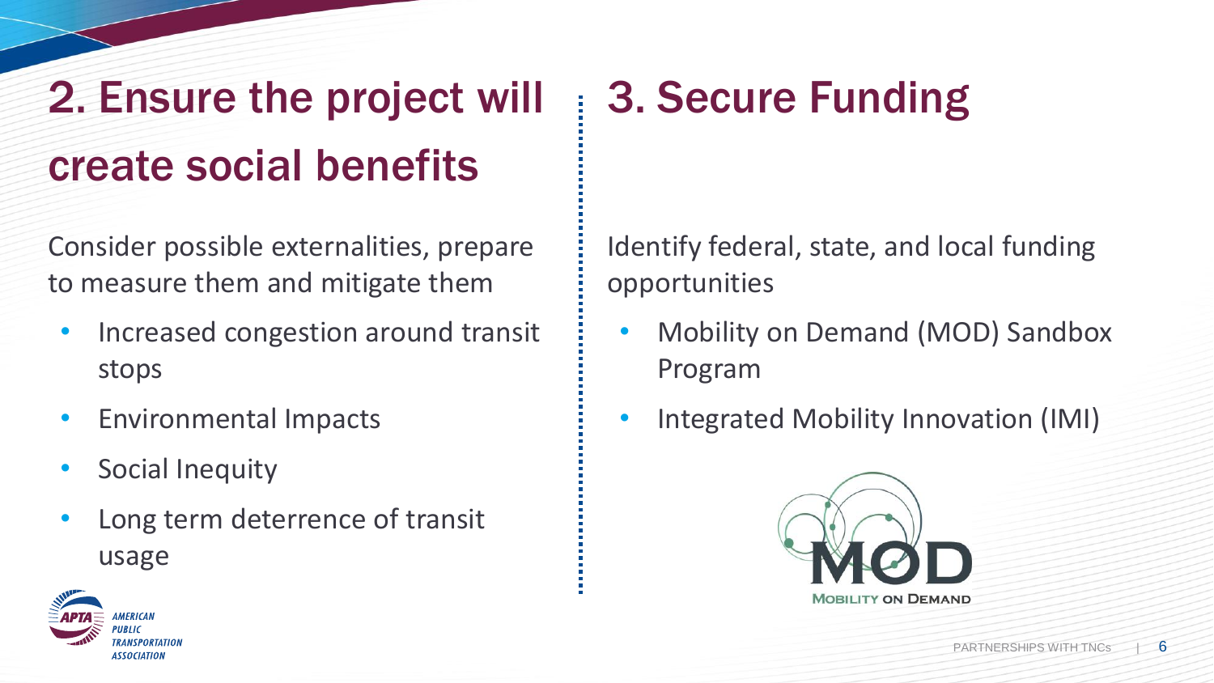## 2. Ensure the project will create social benefits

Consider possible externalities, prepare to measure them and mitigate them

- Increased congestion around transit stops
- Environmental Impacts
- Social Inequity
- Long term deterrence of transit usage

## 3. Secure Funding

Identify federal, state, and local funding opportunities

- Mobility on Demand (MOD) Sandbox Program
- Integrated Mobility Innovation (IMI)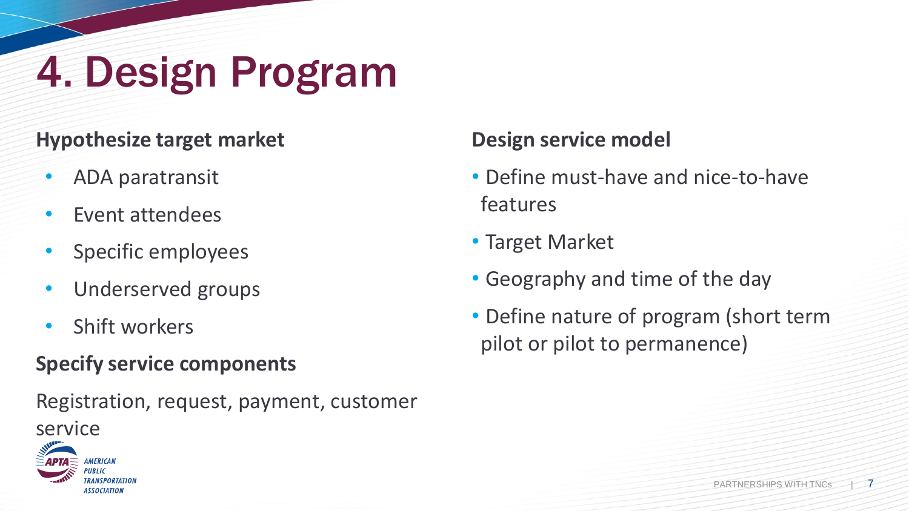# 4. Design Program

**Hypothesize target market**

- ADA paratransit
- Event attendees
- Specific employees
- Underserved groups
- Shift workers

**Specify service components**

Registration, request, payment, customer service

**Design service model**

- Define must-have and nice-to-have features
- Target Market
- Geography and time of the day
- Define nature of program (short term pilot or pilot to permanence)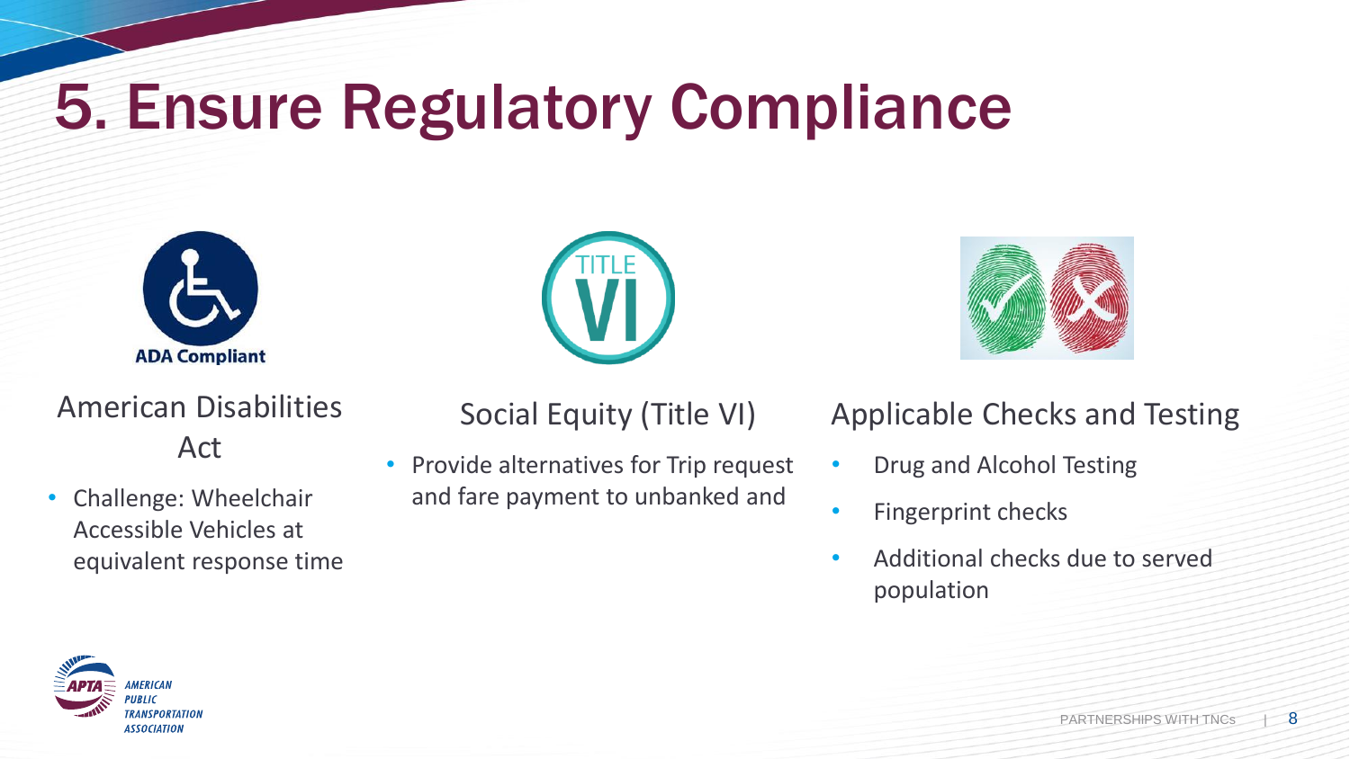# 5. Ensure Regulatory Compliance

ADA Compliant

## American Disabilities Act

- Challenge: Wheelchair Accessible Vehicles at equivalent response time

## Social Equity (Title VI)

- Provide alternatives for Trip request and fare payment to unbanked and

## Applicable Checks and Testing

- Drug and Alcohol Testing
- Fingerprint checks
- Additional checks due to served population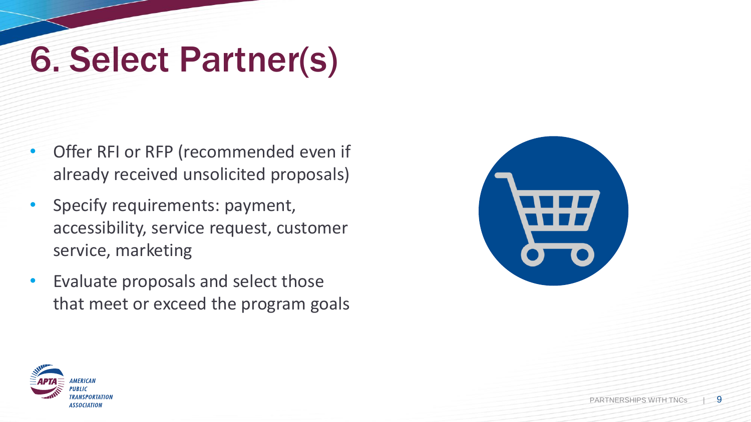# 6. Select Partner(s)

- Offer RFI or RFP (recommended even if already received unsolicited proposals)
- Specify requirements: payment, accessibility, service request, customer service, marketing
- Evaluate proposals and select those that meet or exceed the program goals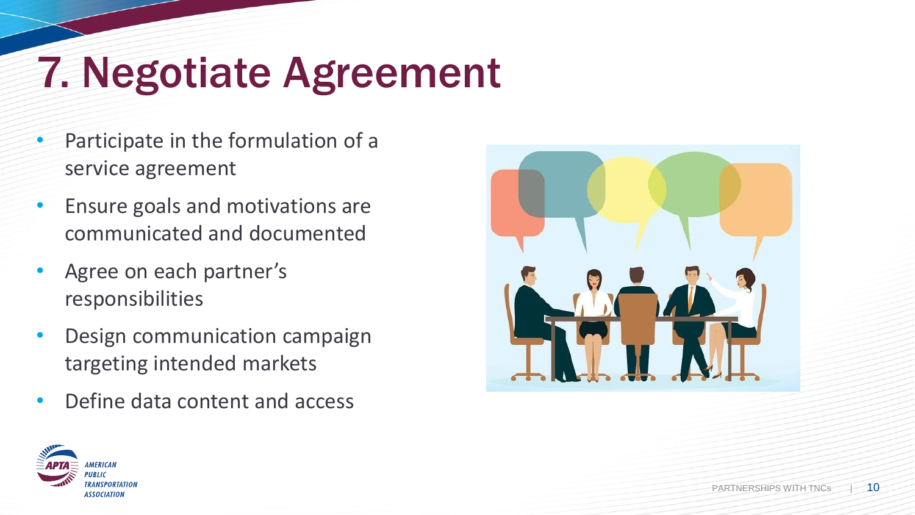# 7. Negotiate Agreement

- Participate in the formulation of a service agreement
- Ensure goals and motivations are communicated and documented
- Agree on each partner’s responsibilities
- Design communication campaign targeting intended markets
- Define data content and access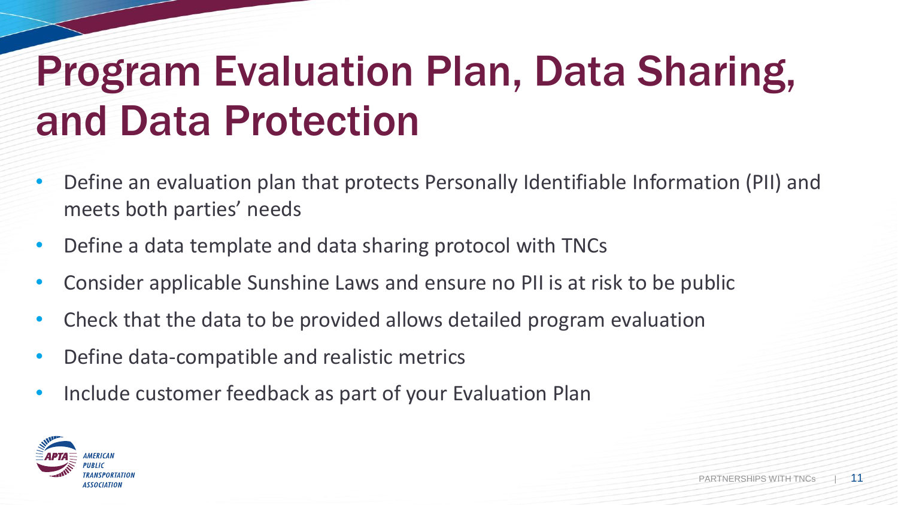# Program Evaluation Plan, Data Sharing, and Data Protection

- Define an evaluation plan that protects Personally Identifiable Information (PII) and meets both parties' needs
- Define a data template and data sharing protocol with TNCs
- Consider applicable Sunshine Laws and ensure no PII is at risk to be public
- Check that the data to be provided allows detailed program evaluation
- Define data-compatible and realistic metrics
- Include customer feedback as part of your Evaluation Plan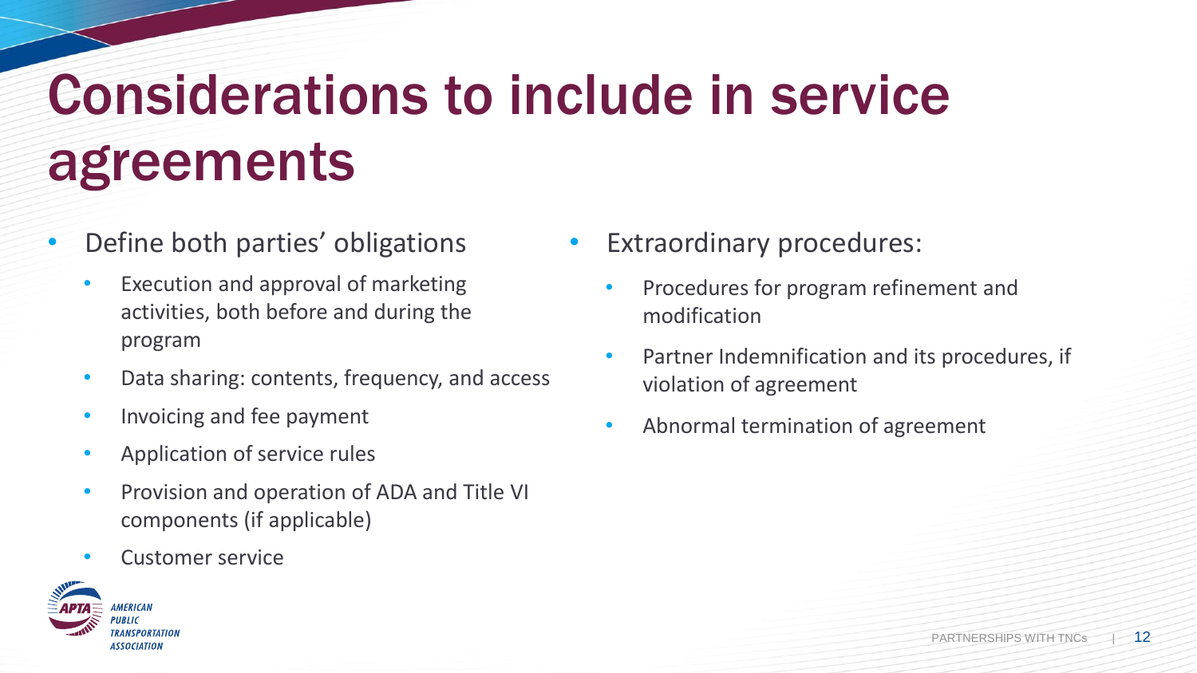# Considerations to include in service agreements

- Define both parties' obligations
  - Execution and approval of marketing activities, both before and during the program
  - Data sharing: contents, frequency, and access
  - Invoicing and fee payment
  - Application of service rules
  - Provision and operation of ADA and Title VI components (if applicable)
  - Customer service
- Extraordinary procedures:
  - Procedures for program refinement and modification
  - Partner Indemnification and its procedures, if violation of agreement
  - Abnormal termination of agreement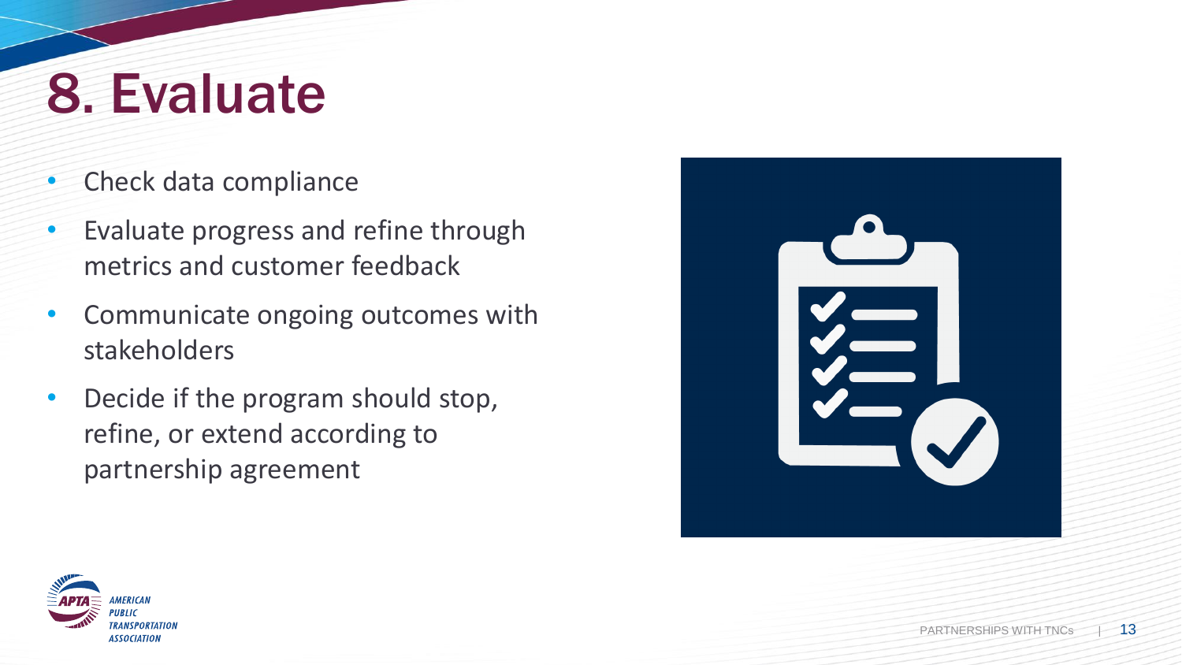# 8. Evaluate

- Check data compliance
- Evaluate progress and refine through metrics and customer feedback
- Communicate ongoing outcomes with stakeholders
- Decide if the program should stop, refine, or extend according to partnership agreement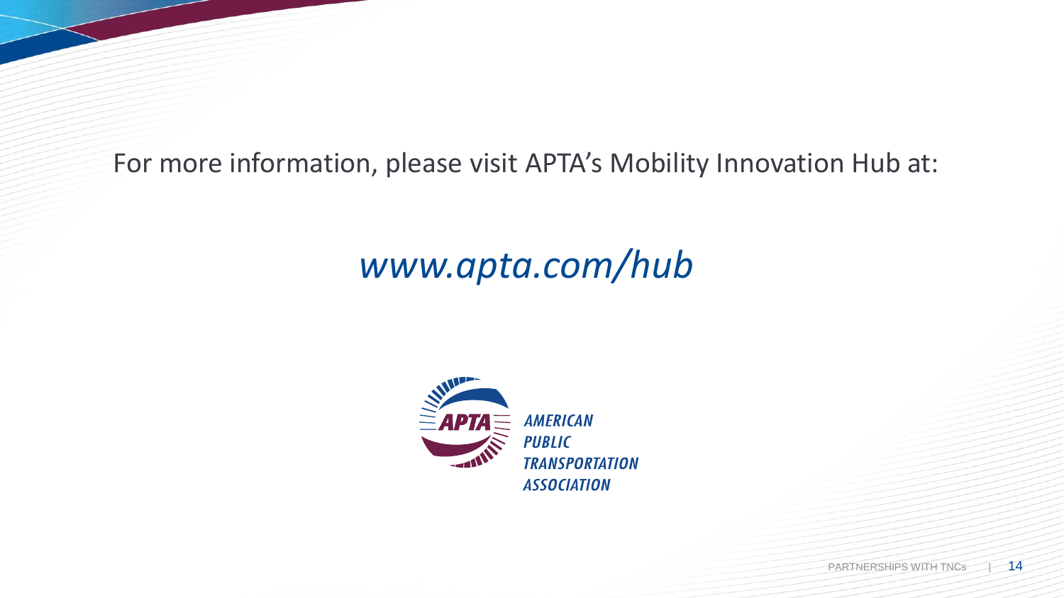For more information, please visit APTA's Mobility Innovation Hub at:

*www.apta.com/hub*

AMERICAN PUBLIC TRANSPORTATION ASSOCIATION